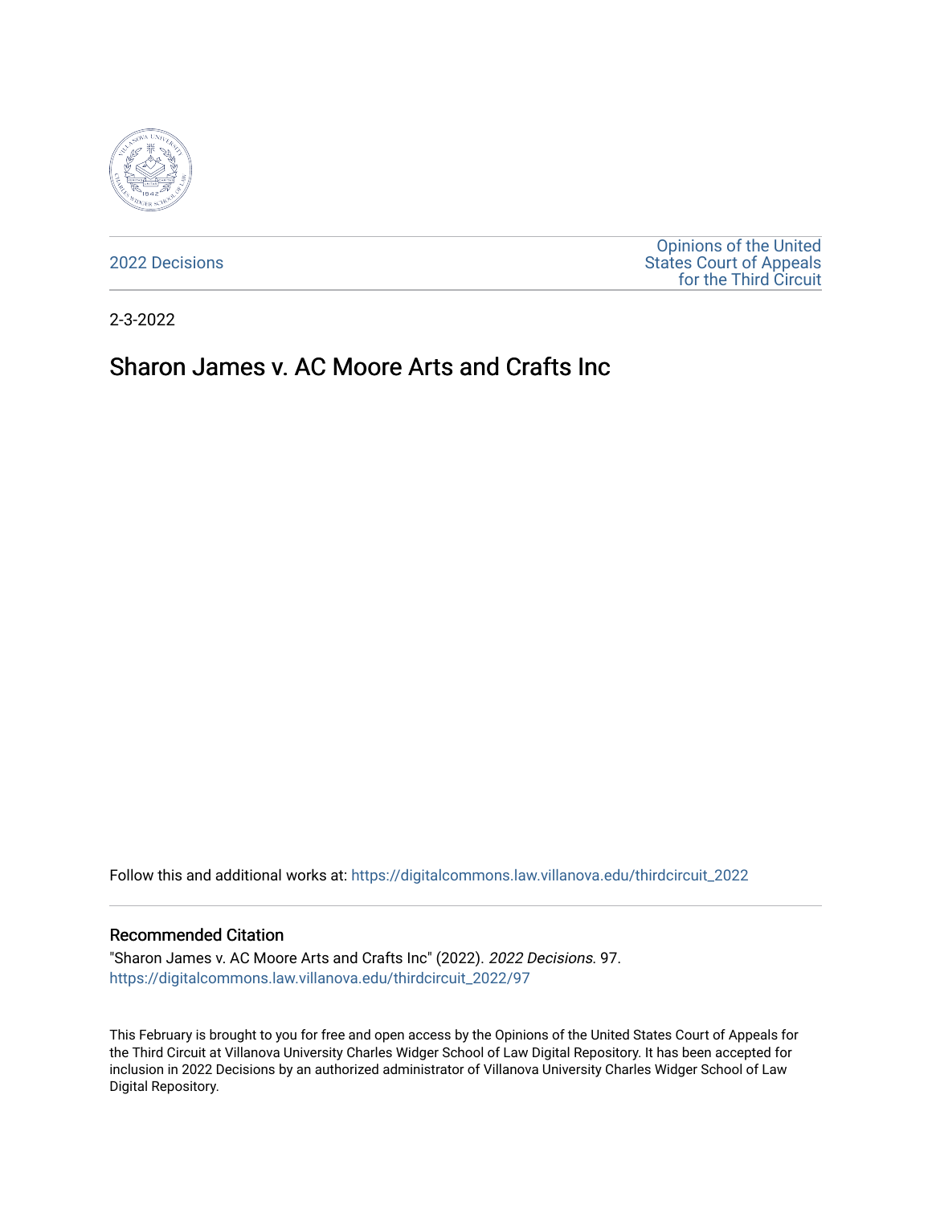2022 Decisions

Opinions of the United States Court of Appeals for the Third Circuit

2-3-2022

# Sharon James v. AC Moore Arts and Crafts Inc

Follow this and additional works at: https://digitalcommons.law.villanova.edu/thirdcircuit_2022

## Recommended Citation

"Sharon James v. AC Moore Arts and Crafts Inc" (2022). *2022 Decisions*. 97.
https://digitalcommons.law.villanova.edu/thirdcircuit_2022/97

This February is brought to you for free and open access by the Opinions of the United States Court of Appeals for the Third Circuit at Villanova University Charles Widger School of Law Digital Repository. It has been accepted for inclusion in 2022 Decisions by an authorized administrator of Villanova University Charles Widger School of Law Digital Repository.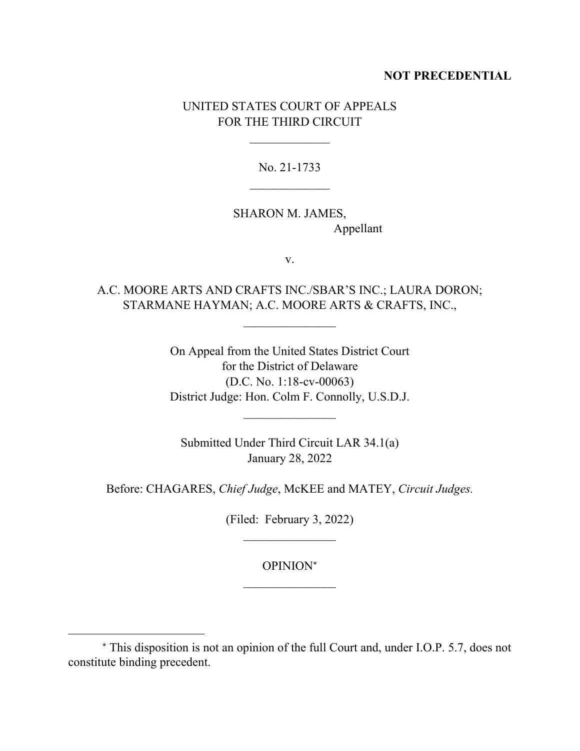**NOT PRECEDENTIAL**

UNITED STATES COURT OF APPEALS
FOR THE THIRD CIRCUIT

\_\_\_\_\_\_\_\_\_\_\_\_\_

No. 21-1733

\_\_\_\_\_\_\_\_\_\_\_\_\_

SHARON M. JAMES,
Appellant

v.

A.C. MOORE ARTS AND CRAFTS INC./SBAR'S INC.; LAURA DORON; STARMANE HAYMAN; A.C. MOORE ARTS & CRAFTS, INC.,

\_\_\_\_\_\_\_\_\_\_\_\_\_\_\_

On Appeal from the United States District Court
for the District of Delaware
(D.C. No. 1:18-cv-00063)
District Judge: Hon. Colm F. Connolly, U.S.D.J.

\_\_\_\_\_\_\_\_\_\_\_\_\_\_\_

Submitted Under Third Circuit LAR 34.1(a)
January 28, 2022

Before: CHAGARES, *Chief Judge*, McKEE and MATEY, *Circuit Judges.*

(Filed: February 3, 2022)

\_\_\_\_\_\_\_\_\_\_\_\_\_\_\_

OPINION[*]

\_\_\_\_\_\_\_\_\_\_\_\_\_\_\_

[*] This disposition is not an opinion of the full Court and, under I.O.P. 5.7, does not constitute binding precedent.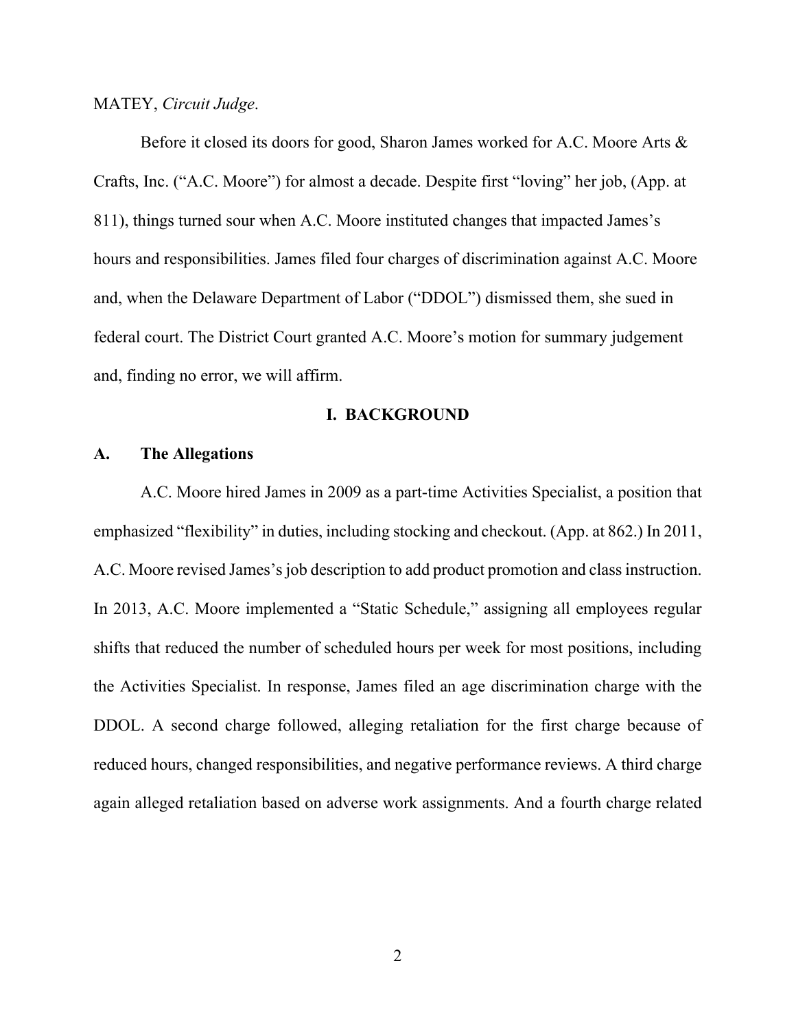MATEY, *Circuit Judge*.

Before it closed its doors for good, Sharon James worked for A.C. Moore Arts & Crafts, Inc. ("A.C. Moore") for almost a decade. Despite first "loving" her job, (App. at 811), things turned sour when A.C. Moore instituted changes that impacted James's hours and responsibilities. James filed four charges of discrimination against A.C. Moore and, when the Delaware Department of Labor ("DDOL") dismissed them, she sued in federal court. The District Court granted A.C. Moore's motion for summary judgement and, finding no error, we will affirm.

## I. BACKGROUND

### A. The Allegations

A.C. Moore hired James in 2009 as a part-time Activities Specialist, a position that emphasized "flexibility" in duties, including stocking and checkout. (App. at 862.) In 2011, A.C. Moore revised James's job description to add product promotion and class instruction. In 2013, A.C. Moore implemented a "Static Schedule," assigning all employees regular shifts that reduced the number of scheduled hours per week for most positions, including the Activities Specialist. In response, James filed an age discrimination charge with the DDOL. A second charge followed, alleging retaliation for the first charge because of reduced hours, changed responsibilities, and negative performance reviews. A third charge again alleged retaliation based on adverse work assignments. And a fourth charge related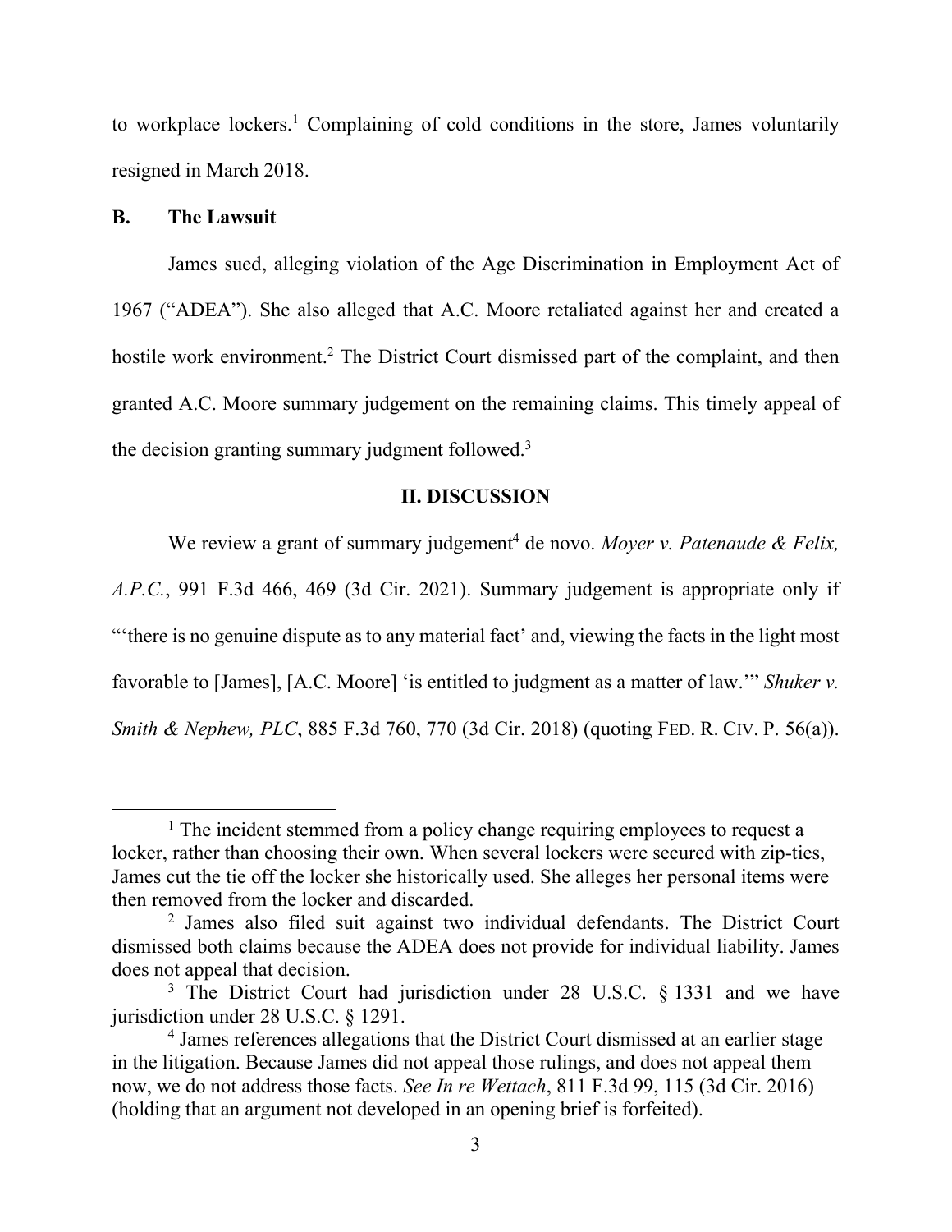to workplace lockers.[1] Complaining of cold conditions in the store, James voluntarily resigned in March 2018.

### B. The Lawsuit

James sued, alleging violation of the Age Discrimination in Employment Act of 1967 ("ADEA"). She also alleged that A.C. Moore retaliated against her and created a hostile work environment.[2] The District Court dismissed part of the complaint, and then granted A.C. Moore summary judgement on the remaining claims. This timely appeal of the decision granting summary judgment followed.[3]

## II. DISCUSSION

We review a grant of summary judgement[4] de novo. *Moyer v. Patenaude & Felix, A.P.C.*, 991 F.3d 466, 469 (3d Cir. 2021). Summary judgement is appropriate only if "'there is no genuine dispute as to any material fact' and, viewing the facts in the light most favorable to [James], [A.C. Moore] 'is entitled to judgment as a matter of law.'" *Shuker v. Smith & Nephew, PLC*, 885 F.3d 760, 770 (3d Cir. 2018) (quoting FED. R. CIV. P. 56(a)).

---

[1] The incident stemmed from a policy change requiring employees to request a locker, rather than choosing their own. When several lockers were secured with zip-ties, James cut the tie off the locker she historically used. She alleges her personal items were then removed from the locker and discarded.

[2] James also filed suit against two individual defendants. The District Court dismissed both claims because the ADEA does not provide for individual liability. James does not appeal that decision.

[3] The District Court had jurisdiction under 28 U.S.C. § 1331 and we have jurisdiction under 28 U.S.C. § 1291.

[4] James references allegations that the District Court dismissed at an earlier stage in the litigation. Because James did not appeal those rulings, and does not appeal them now, we do not address those facts. *See In re Wettach*, 811 F.3d 99, 115 (3d Cir. 2016) (holding that an argument not developed in an opening brief is forfeited).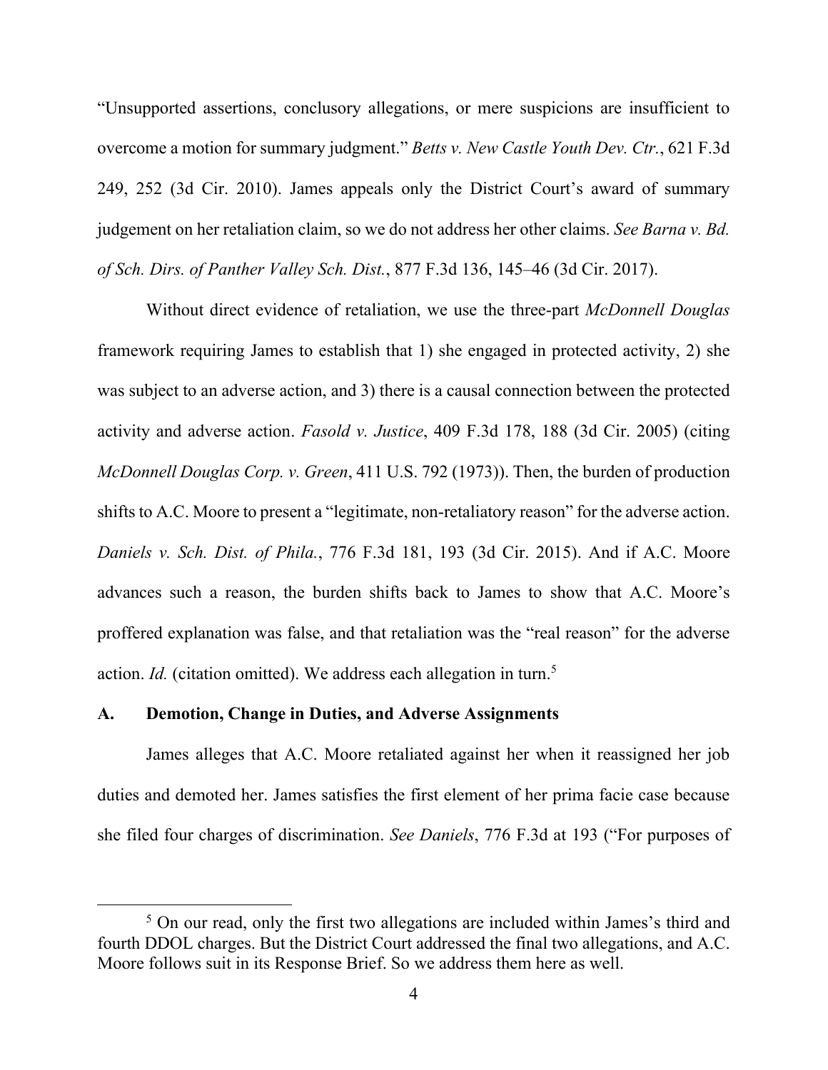"Unsupported assertions, conclusory allegations, or mere suspicions are insufficient to overcome a motion for summary judgment." *Betts v. New Castle Youth Dev. Ctr.*, 621 F.3d 249, 252 (3d Cir. 2010). James appeals only the District Court's award of summary judgement on her retaliation claim, so we do not address her other claims. *See Barna v. Bd. of Sch. Dirs. of Panther Valley Sch. Dist.*, 877 F.3d 136, 145–46 (3d Cir. 2017).

Without direct evidence of retaliation, we use the three-part *McDonnell Douglas* framework requiring James to establish that 1) she engaged in protected activity, 2) she was subject to an adverse action, and 3) there is a causal connection between the protected activity and adverse action. *Fasold v. Justice*, 409 F.3d 178, 188 (3d Cir. 2005) (citing *McDonnell Douglas Corp. v. Green*, 411 U.S. 792 (1973)). Then, the burden of production shifts to A.C. Moore to present a "legitimate, non-retaliatory reason" for the adverse action. *Daniels v. Sch. Dist. of Phila.*, 776 F.3d 181, 193 (3d Cir. 2015). And if A.C. Moore advances such a reason, the burden shifts back to James to show that A.C. Moore's proffered explanation was false, and that retaliation was the "real reason" for the adverse action. *Id.* (citation omitted). We address each allegation in turn.[5]

### A. Demotion, Change in Duties, and Adverse Assignments

James alleges that A.C. Moore retaliated against her when it reassigned her job duties and demoted her. James satisfies the first element of her prima facie case because she filed four charges of discrimination. *See Daniels*, 776 F.3d at 193 ("For purposes of

---

[5] On our read, only the first two allegations are included within James's third and fourth DDOL charges. But the District Court addressed the final two allegations, and A.C. Moore follows suit in its Response Brief. So we address them here as well.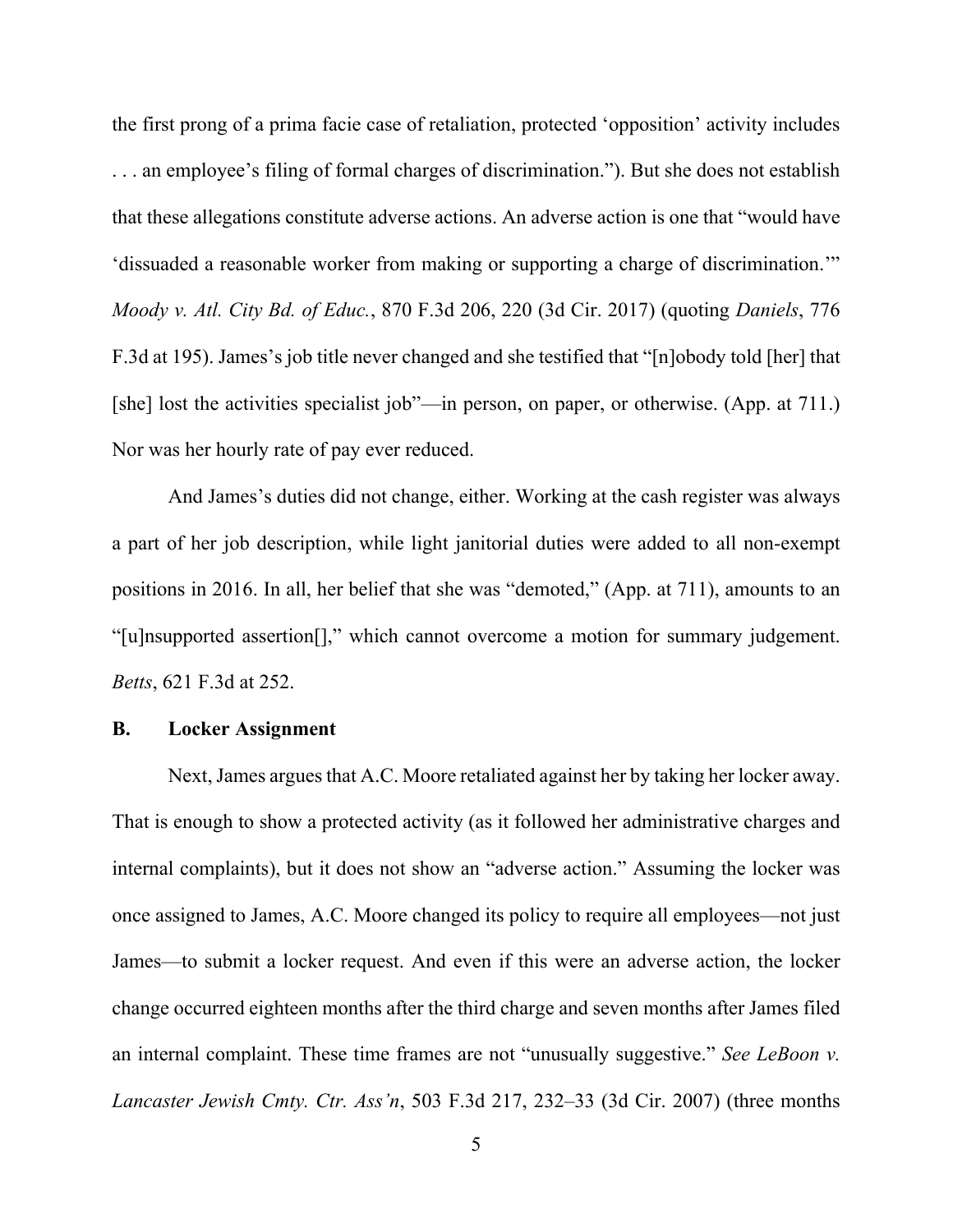the first prong of a prima facie case of retaliation, protected 'opposition' activity includes . . . an employee's filing of formal charges of discrimination."). But she does not establish that these allegations constitute adverse actions. An adverse action is one that "would have 'dissuaded a reasonable worker from making or supporting a charge of discrimination.'" *Moody v. Atl. City Bd. of Educ.*, 870 F.3d 206, 220 (3d Cir. 2017) (quoting *Daniels*, 776 F.3d at 195). James's job title never changed and she testified that "[n]obody told [her] that [she] lost the activities specialist job"—in person, on paper, or otherwise. (App. at 711.) Nor was her hourly rate of pay ever reduced.

And James's duties did not change, either. Working at the cash register was always a part of her job description, while light janitorial duties were added to all non-exempt positions in 2016. In all, her belief that she was "demoted," (App. at 711), amounts to an "[u]nsupported assertion[]," which cannot overcome a motion for summary judgement. *Betts*, 621 F.3d at 252.

### B. Locker Assignment

Next, James argues that A.C. Moore retaliated against her by taking her locker away. That is enough to show a protected activity (as it followed her administrative charges and internal complaints), but it does not show an "adverse action." Assuming the locker was once assigned to James, A.C. Moore changed its policy to require all employees—not just James—to submit a locker request. And even if this were an adverse action, the locker change occurred eighteen months after the third charge and seven months after James filed an internal complaint. These time frames are not "unusually suggestive." *See LeBoon v. Lancaster Jewish Cmty. Ctr. Ass'n*, 503 F.3d 217, 232–33 (3d Cir. 2007) (three months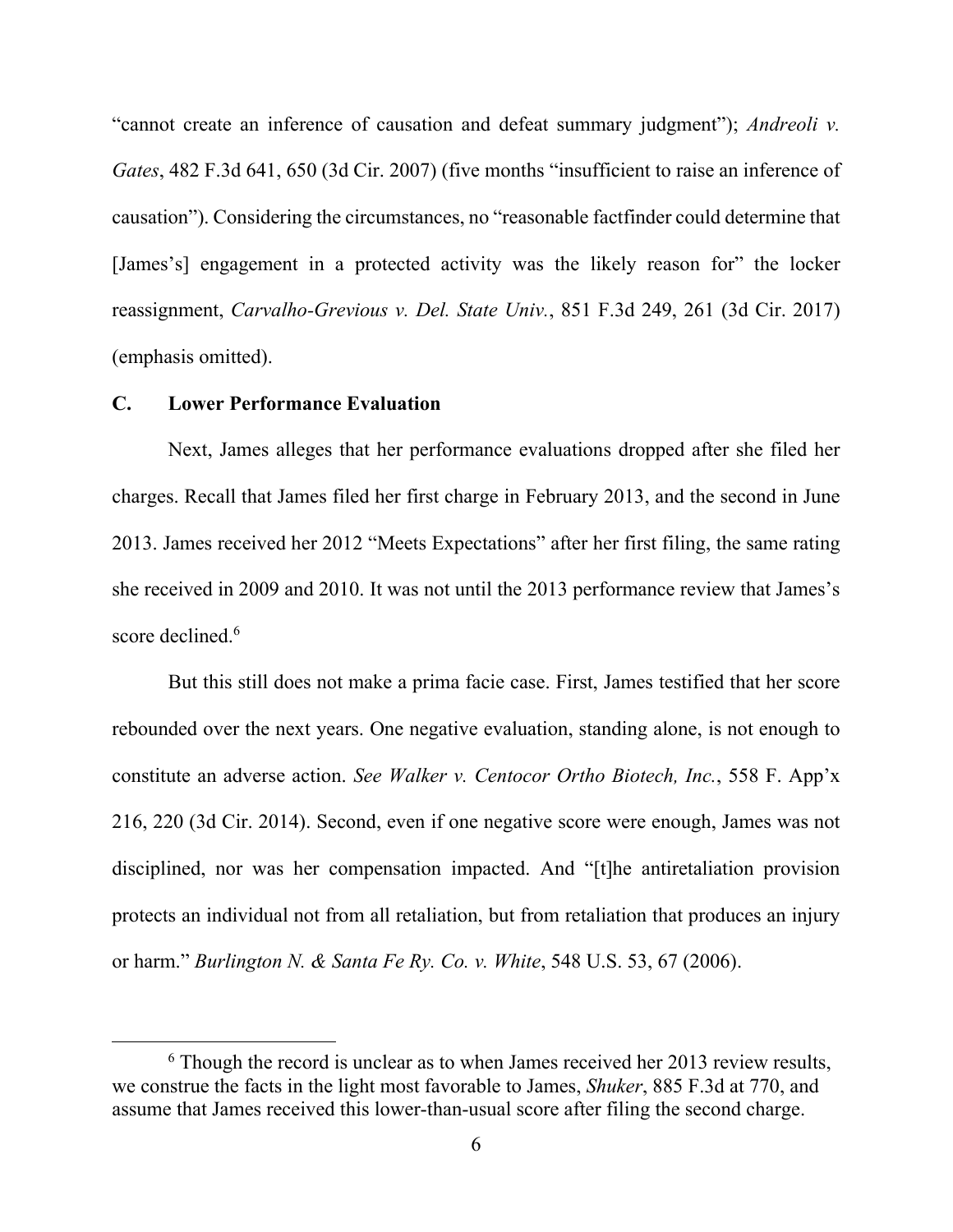"cannot create an inference of causation and defeat summary judgment"); *Andreoli v. Gates*, 482 F.3d 641, 650 (3d Cir. 2007) (five months "insufficient to raise an inference of causation"). Considering the circumstances, no "reasonable factfinder could determine that [James's] engagement in a protected activity was the likely reason for" the locker reassignment, *Carvalho-Grevious v. Del. State Univ.*, 851 F.3d 249, 261 (3d Cir. 2017) (emphasis omitted).

### C. Lower Performance Evaluation

Next, James alleges that her performance evaluations dropped after she filed her charges. Recall that James filed her first charge in February 2013, and the second in June 2013. James received her 2012 "Meets Expectations" after her first filing, the same rating she received in 2009 and 2010. It was not until the 2013 performance review that James's score declined.[6]

But this still does not make a prima facie case. First, James testified that her score rebounded over the next years. One negative evaluation, standing alone, is not enough to constitute an adverse action. *See Walker v. Centocor Ortho Biotech, Inc.*, 558 F. App'x 216, 220 (3d Cir. 2014). Second, even if one negative score were enough, James was not disciplined, nor was her compensation impacted. And "[t]he antiretaliation provision protects an individual not from all retaliation, but from retaliation that produces an injury or harm." *Burlington N. & Santa Fe Ry. Co. v. White*, 548 U.S. 53, 67 (2006).

---

[6] Though the record is unclear as to when James received her 2013 review results, we construe the facts in the light most favorable to James, *Shuker*, 885 F.3d at 770, and assume that James received this lower-than-usual score after filing the second charge.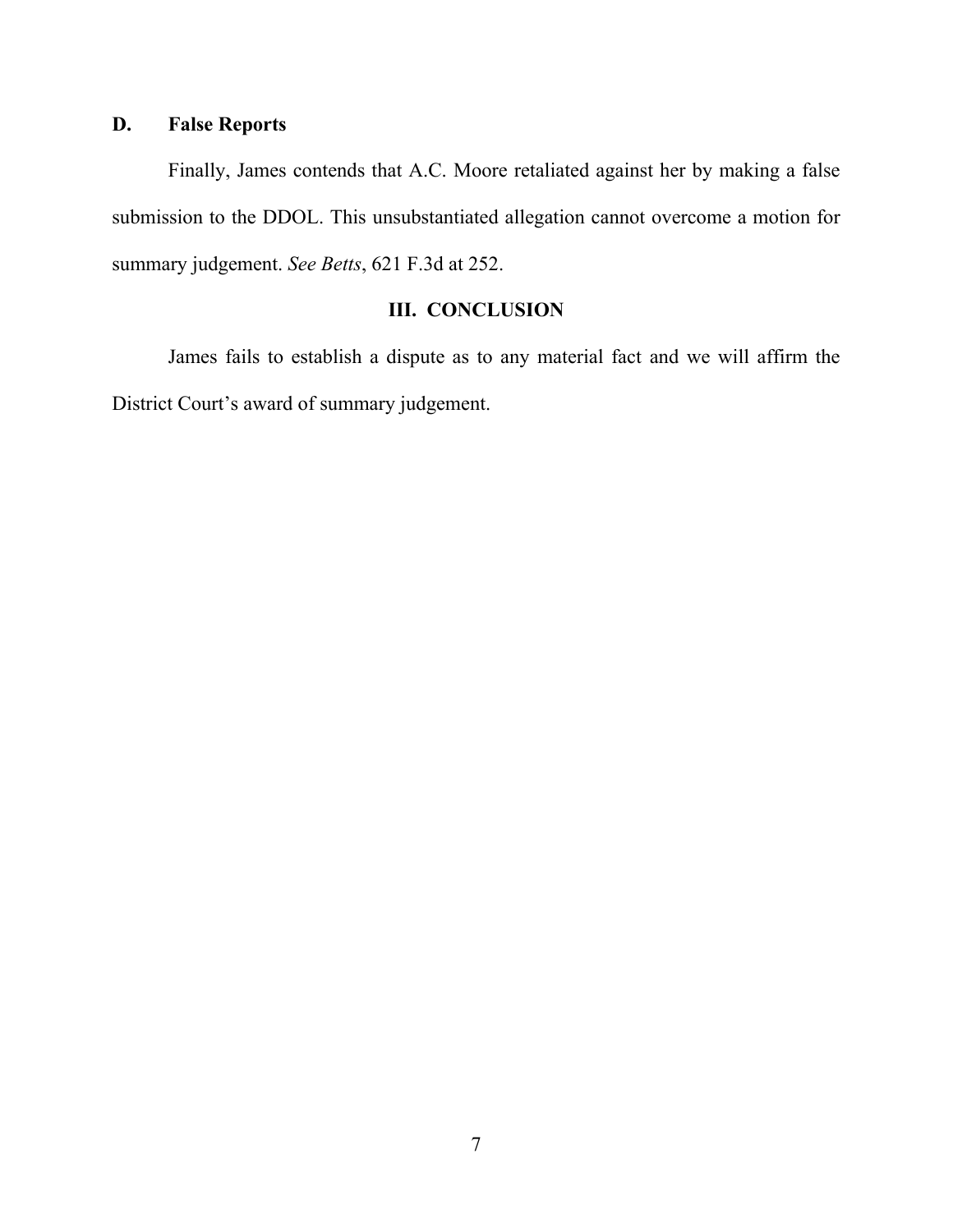### D. False Reports

Finally, James contends that A.C. Moore retaliated against her by making a false submission to the DDOL. This unsubstantiated allegation cannot overcome a motion for summary judgement. *See Betts*, 621 F.3d at 252.

## III. CONCLUSION

James fails to establish a dispute as to any material fact and we will affirm the District Court's award of summary judgement.